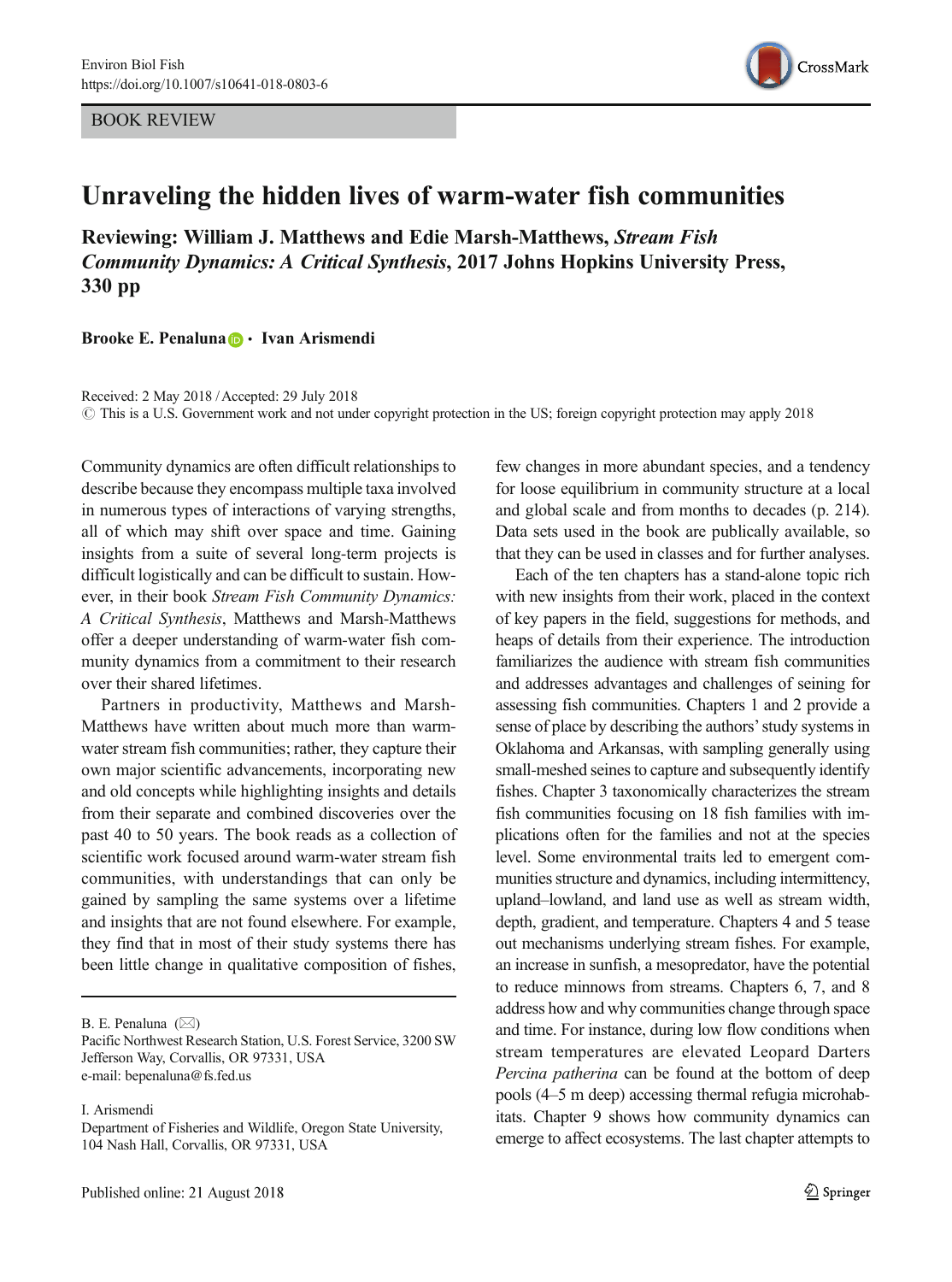BOOK REVIEW

# Unraveling the hidden lives of warm-water fish communities

**Reviewing: William J. Matthews and Edie Marsh-Matthews, *Stream Fish Community Dynamics: A Critical Synthesis*, 2017 Johns Hopkins University Press, 330 pp**

**Brooke E. Penaluna · Ivan Arismendi**

Received: 2 May 2018 / Accepted: 29 July 2018
© This is a U.S. Government work and not under copyright protection in the US; foreign copyright protection may apply 2018

Community dynamics are often difficult relationships to describe because they encompass multiple taxa involved in numerous types of interactions of varying strengths, all of which may shift over space and time. Gaining insights from a suite of several long-term projects is difficult logistically and can be difficult to sustain. However, in their book *Stream Fish Community Dynamics: A Critical Synthesis*, Matthews and Marsh-Matthews offer a deeper understanding of warm-water fish community dynamics from a commitment to their research over their shared lifetimes.

Partners in productivity, Matthews and Marsh-Matthews have written about much more than warm-water stream fish communities; rather, they capture their own major scientific advancements, incorporating new and old concepts while highlighting insights and details from their separate and combined discoveries over the past 40 to 50 years. The book reads as a collection of scientific work focused around warm-water stream fish communities, with understandings that can only be gained by sampling the same systems over a lifetime and insights that are not found elsewhere. For example, they find that in most of their study systems there has been little change in qualitative composition of fishes, few changes in more abundant species, and a tendency for loose equilibrium in community structure at a local and global scale and from months to decades (p. 214). Data sets used in the book are publically available, so that they can be used in classes and for further analyses.

Each of the ten chapters has a stand-alone topic rich with new insights from their work, placed in the context of key papers in the field, suggestions for methods, and heaps of details from their experience. The introduction familiarizes the audience with stream fish communities and addresses advantages and challenges of seining for assessing fish communities. Chapters 1 and 2 provide a sense of place by describing the authors' study systems in Oklahoma and Arkansas, with sampling generally using small-meshed seines to capture and subsequently identify fishes. Chapter 3 taxonomically characterizes the stream fish communities focusing on 18 fish families with implications often for the families and not at the species level. Some environmental traits led to emergent communities structure and dynamics, including intermittency, upland–lowland, and land use as well as stream width, depth, gradient, and temperature. Chapters 4 and 5 tease out mechanisms underlying stream fishes. For example, an increase in sunfish, a mesopredator, have the potential to reduce minnows from streams. Chapters 6, 7, and 8 address how and why communities change through space and time. For instance, during low flow conditions when stream temperatures are elevated Leopard Darters *Percina patherina* can be found at the bottom of deep pools (4–5 m deep) accessing thermal refugia microhabitats. Chapter 9 shows how community dynamics can emerge to affect ecosystems. The last chapter attempts to

B. E. Penaluna (✉)
Pacific Northwest Research Station, U.S. Forest Service, 3200 SW Jefferson Way, Corvallis, OR 97331, USA
e-mail: bepenaluna@fs.fed.us

I. Arismendi
Department of Fisheries and Wildlife, Oregon State University, 104 Nash Hall, Corvallis, OR 97331, USA

Published online: 21 August 2018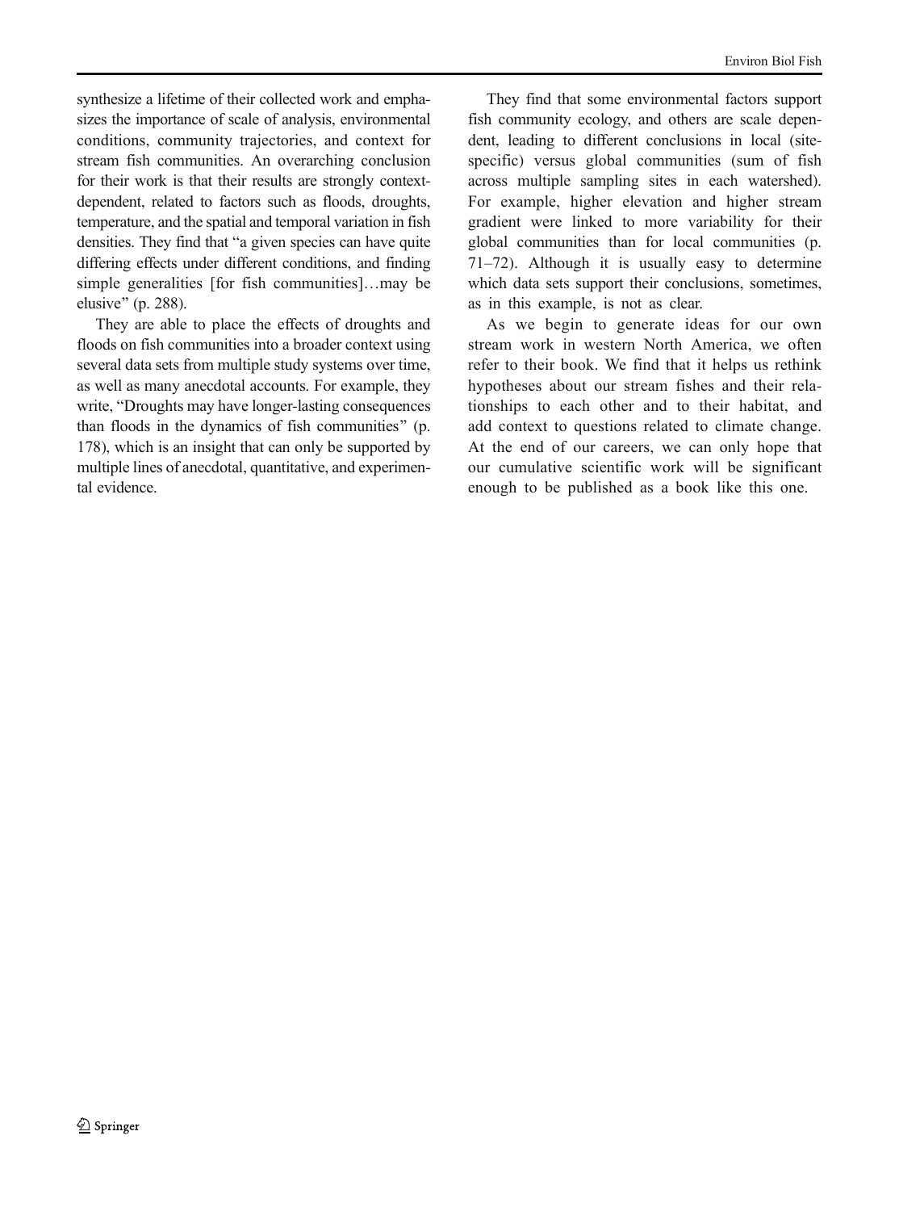synthesize a lifetime of their collected work and emphasizes the importance of scale of analysis, environmental conditions, community trajectories, and context for stream fish communities. An overarching conclusion for their work is that their results are strongly context-dependent, related to factors such as floods, droughts, temperature, and the spatial and temporal variation in fish densities. They find that "a given species can have quite differing effects under different conditions, and finding simple generalities [for fish communities]…may be elusive" (p. 288).

They are able to place the effects of droughts and floods on fish communities into a broader context using several data sets from multiple study systems over time, as well as many anecdotal accounts. For example, they write, "Droughts may have longer-lasting consequences than floods in the dynamics of fish communities" (p. 178), which is an insight that can only be supported by multiple lines of anecdotal, quantitative, and experimental evidence.

They find that some environmental factors support fish community ecology, and others are scale dependent, leading to different conclusions in local (site-specific) versus global communities (sum of fish across multiple sampling sites in each watershed). For example, higher elevation and higher stream gradient were linked to more variability for their global communities than for local communities (p. 71–72). Although it is usually easy to determine which data sets support their conclusions, sometimes, as in this example, is not as clear.

As we begin to generate ideas for our own stream work in western North America, we often refer to their book. We find that it helps us rethink hypotheses about our stream fishes and their relationships to each other and to their habitat, and add context to questions related to climate change. At the end of our careers, we can only hope that our cumulative scientific work will be significant enough to be published as a book like this one.